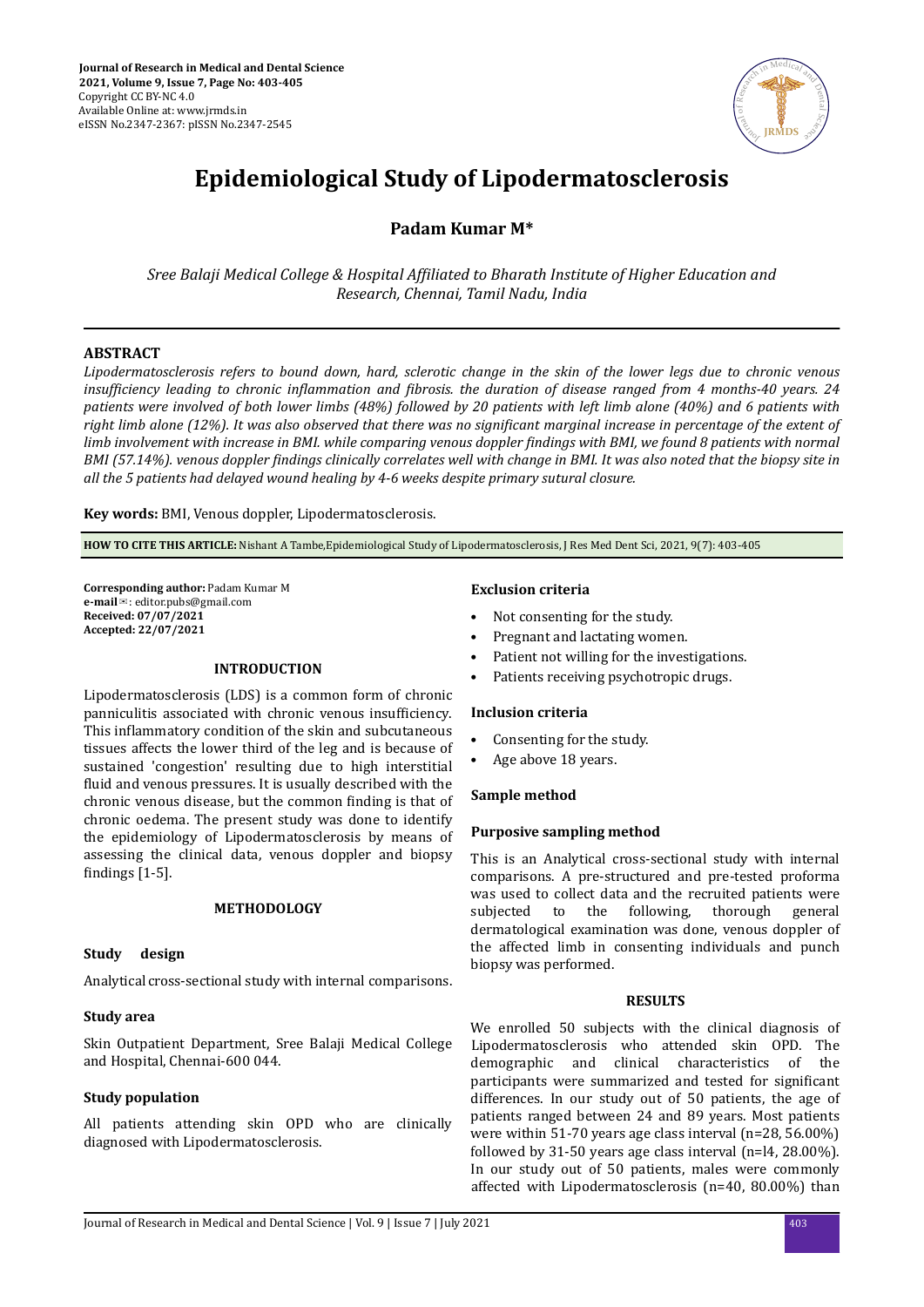# Epidemiological Study of Lipodermatosclerosis

**Padam Kumar M***

*Sree Balaji Medical College & Hospital Affiliated to Bharath Institute of Higher Education and Research, Chennai, Tamil Nadu, India*

## ABSTRACT

*Lipodermatosclerosis refers to bound down, hard, sclerotic change in the skin of the lower legs due to chronic venous insufficiency leading to chronic inflammation and fibrosis. the duration of disease ranged from 4 months-40 years. 24 patients were involved of both lower limbs (48%) followed by 20 patients with left limb alone (40%) and 6 patients with right limb alone (12%). It was also observed that there was no significant marginal increase in percentage of the extent of limb involvement with increase in BMI. while comparing venous doppler findings with BMI, we found 8 patients with normal BMI (57.14%). venous doppler findings clinically correlates well with change in BMI. It was also noted that the biopsy site in all the 5 patients had delayed wound healing by 4-6 weeks despite primary sutural closure.*

**Key words:** BMI, Venous doppler, Lipodermatosclerosis.

**HOW TO CITE THIS ARTICLE:** Nishant A Tambe,Epidemiological Study of Lipodermatosclerosis, J Res Med Dent Sci, 2021, 9(7): 403-405

**Corresponding author:** Padam Kumar M
**e-mail**✉: editor.pubs@gmail.com
**Received: 07/07/2021**
**Accepted: 22/07/2021**

## INTRODUCTION

Lipodermatosclerosis (LDS) is a common form of chronic panniculitis associated with chronic venous insufficiency. This inflammatory condition of the skin and subcutaneous tissues affects the lower third of the leg and is because of sustained 'congestion' resulting due to high interstitial fluid and venous pressures. It is usually described with the chronic venous disease, but the common finding is that of chronic oedema. The present study was done to identify the epidemiology of Lipodermatosclerosis by means of assessing the clinical data, venous doppler and biopsy findings [1-5].

## METHODOLOGY

### Study design

Analytical cross-sectional study with internal comparisons.

### Study area

Skin Outpatient Department, Sree Balaji Medical College and Hospital, Chennai-600 044.

### Study population

All patients attending skin OPD who are clinically diagnosed with Lipodermatosclerosis.

### Exclusion criteria

- Not consenting for the study.
- Pregnant and lactating women.
- Patient not willing for the investigations.
- Patients receiving psychotropic drugs.

### Inclusion criteria

- Consenting for the study.
- Age above 18 years.

### Sample method

### Purposive sampling method

This is an Analytical cross-sectional study with internal comparisons. A pre-structured and pre-tested proforma was used to collect data and the recruited patients were subjected to the following, thorough general dermatological examination was done, venous doppler of the affected limb in consenting individuals and punch biopsy was performed.

## RESULTS

We enrolled 50 subjects with the clinical diagnosis of Lipodermatosclerosis who attended skin OPD. The demographic and clinical characteristics of the participants were summarized and tested for significant differences. In our study out of 50 patients, the age of patients ranged between 24 and 89 years. Most patients were within 51-70 years age class interval (n=28, 56.00%) followed by 31-50 years age class interval (n=l4, 28.00%). In our study out of 50 patients, males were commonly affected with Lipodermatosclerosis (n=40, 80.00%) than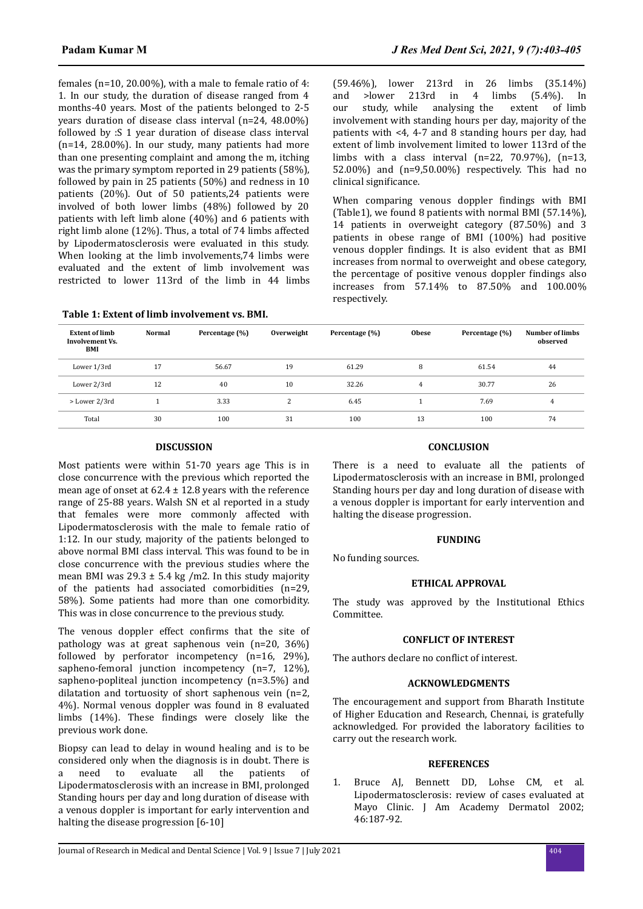females (n=10, 20.00%), with a male to female ratio of 4: 1. In our study, the duration of disease ranged from 4 months-40 years. Most of the patients belonged to 2-5 years duration of disease class interval (n=24, 48.00%) followed by :S 1 year duration of disease class interval (n=14, 28.00%). In our study, many patients had more than one presenting complaint and among the m, itching was the primary symptom reported in 29 patients (58%), followed by pain in 25 patients (50%) and redness in 10 patients (20%). Out of 50 patients,24 patients were involved of both lower limbs (48%) followed by 20 patients with left limb alone (40%) and 6 patients with right limb alone (12%). Thus, a total of 74 limbs affected by Lipodermatosclerosis were evaluated in this study. When looking at the limb involvements,74 limbs were evaluated and the extent of limb involvement was restricted to lower 113rd of the limb in 44 limbs (59.46%), lower 213rd in 26 limbs (35.14%) and >lower 213rd in 4 limbs (5.4%). In our study, while analysing the extent of limb involvement with standing hours per day, majority of the patients with <4, 4-7 and 8 standing hours per day, had extent of limb involvement limited to lower 113rd of the limbs with a class interval (n=22, 70.97%), (n=13, 52.00%) and (n=9,50.00%) respectively. This had no clinical significance.

When comparing venous doppler findings with BMI (Table1), we found 8 patients with normal BMI (57.14%), 14 patients in overweight category (87.50%) and 3 patients in obese range of BMI (100%) had positive venous doppler findings. It is also evident that as BMI increases from normal to overweight and obese category, the percentage of positive venous doppler findings also increases from 57.14% to 87.50% and 100.00% respectively.

**Table 1: Extent of limb involvement vs. BMI.**

| Extent of limb Involvement Vs. BMI | Normal | Percentage (%) | Overweight | Percentage (%) | Obese | Percentage (%) | Number of limbs observed |
|---|---|---|---|---|---|---|---|
| Lower 1/3rd | 17 | 56.67 | 19 | 61.29 | 8 | 61.54 | 44 |
| Lower 2/3rd | 12 | 40 | 10 | 32.26 | 4 | 30.77 | 26 |
| > Lower 2/3rd | 1 | 3.33 | 2 | 6.45 | 1 | 7.69 | 4 |
| Total | 30 | 100 | 31 | 100 | 13 | 100 | 74 |

## DISCUSSION

Most patients were within 51-70 years age This is in close concurrence with the previous which reported the mean age of onset at 62.4 ± 12.8 years with the reference range of 25-88 years. Walsh SN et al reported in a study that females were more commonly affected with Lipodermatosclerosis with the male to female ratio of 1:12. In our study, majority of the patients belonged to above normal BMI class interval. This was found to be in close concurrence with the previous studies where the mean BMI was 29.3 ± 5.4 kg /m2. In this study majority of the patients had associated comorbidities (n=29, 58%). Some patients had more than one comorbidity. This was in close concurrence to the previous study.

The venous doppler effect confirms that the site of pathology was at great saphenous vein (n=20, 36%) followed by perforator incompetency (n=16, 29%), sapheno-femoral junction incompetency (n=7, 12%), sapheno-popliteal junction incompetency (n=3.5%) and dilatation and tortuosity of short saphenous vein (n=2, 4%). Normal venous doppler was found in 8 evaluated limbs (14%). These findings were closely like the previous work done.

Biopsy can lead to delay in wound healing and is to be considered only when the diagnosis is in doubt. There is a need to evaluate all the patients of Lipodermatosclerosis with an increase in BMI, prolonged Standing hours per day and long duration of disease with a venous doppler is important for early intervention and halting the disease progression [6-10]

## CONCLUSION

There is a need to evaluate all the patients of Lipodermatosclerosis with an increase in BMI, prolonged Standing hours per day and long duration of disease with a venous doppler is important for early intervention and halting the disease progression.

## FUNDING

No funding sources.

## ETHICAL APPROVAL

The study was approved by the Institutional Ethics Committee.

## CONFLICT OF INTEREST

The authors declare no conflict of interest.

## ACKNOWLEDGMENTS

The encouragement and support from Bharath Institute of Higher Education and Research, Chennai, is gratefully acknowledged. For provided the laboratory facilities to carry out the research work.

## REFERENCES

1. Bruce AJ, Bennett DD, Lohse CM, et al. Lipodermatosclerosis: review of cases evaluated at Mayo Clinic. J Am Academy Dermatol 2002; 46:187-92.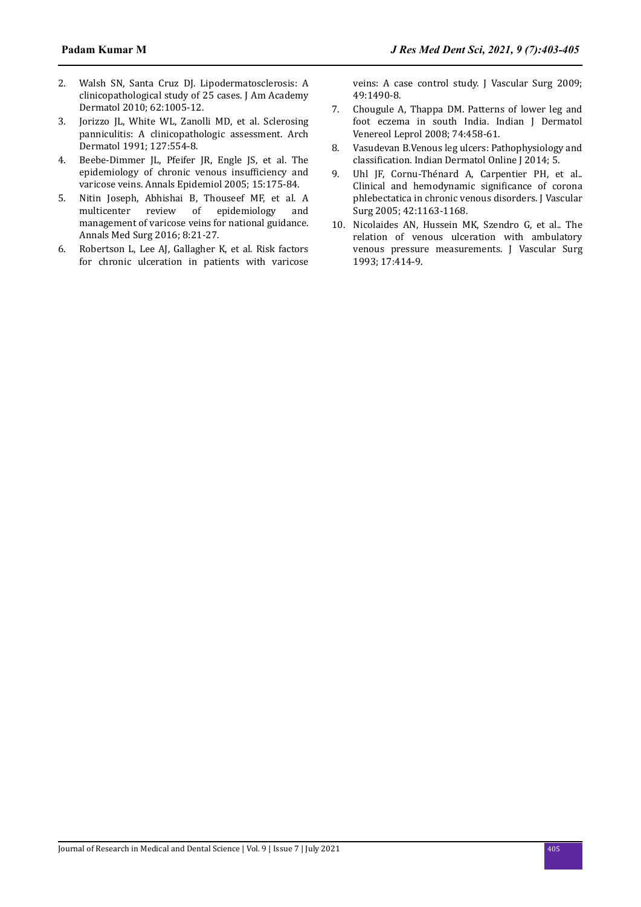2. Walsh SN, Santa Cruz DJ. Lipodermatosclerosis: A clinicopathological study of 25 cases. J Am Academy Dermatol 2010; 62:1005-12.
3. Jorizzo JL, White WL, Zanolli MD, et al. Sclerosing panniculitis: A clinicopathologic assessment. Arch Dermatol 1991; 127:554-8.
4. Beebe-Dimmer JL, Pfeifer JR, Engle JS, et al. The epidemiology of chronic venous insufficiency and varicose veins. Annals Epidemiol 2005; 15:175-84.
5. Nitin Joseph, Abhishai B, Thouseef MF, et al. A multicenter review of epidemiology and management of varicose veins for national guidance. Annals Med Surg 2016; 8:21-27.
6. Robertson L, Lee AJ, Gallagher K, et al. Risk factors for chronic ulceration in patients with varicose veins: A case control study. J Vascular Surg 2009; 49:1490-8.
7. Chougule A, Thappa DM. Patterns of lower leg and foot eczema in south India. Indian J Dermatol Venereol Leprol 2008; 74:458-61.
8. Vasudevan B.Venous leg ulcers: Pathophysiology and classification. Indian Dermatol Online J 2014; 5.
9. Uhl JF, Cornu-Thénard A, Carpentier PH, et al.. Clinical and hemodynamic significance of corona phlebectatica in chronic venous disorders. J Vascular Surg 2005; 42:1163-1168.
10. Nicolaides AN, Hussein MK, Szendro G, et al.. The relation of venous ulceration with ambulatory venous pressure measurements. J Vascular Surg 1993; 17:414-9.